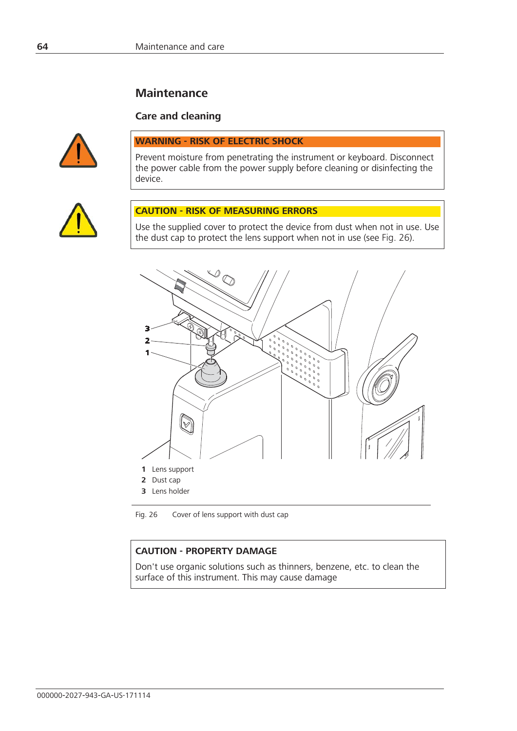# Maintenance

## Care and cleaning

**WARNING - RISK OF ELECTRIC SHOCK**

Prevent moisture from penetrating the instrument or keyboard. Disconnect the power cable from the power supply before cleaning or disinfecting the device.

**CAUTION - RISK OF MEASURING ERRORS**

Use the supplied cover to protect the device from dust when not in use. Use the dust cap to protect the lens support when not in use (see Fig. 26).

1 Lens support
2 Dust cap
3 Lens holder

Fig. 26 Cover of lens support with dust cap

**CAUTION - PROPERTY DAMAGE**

Don't use organic solutions such as thinners, benzene, etc. to clean the surface of this instrument. This may cause damage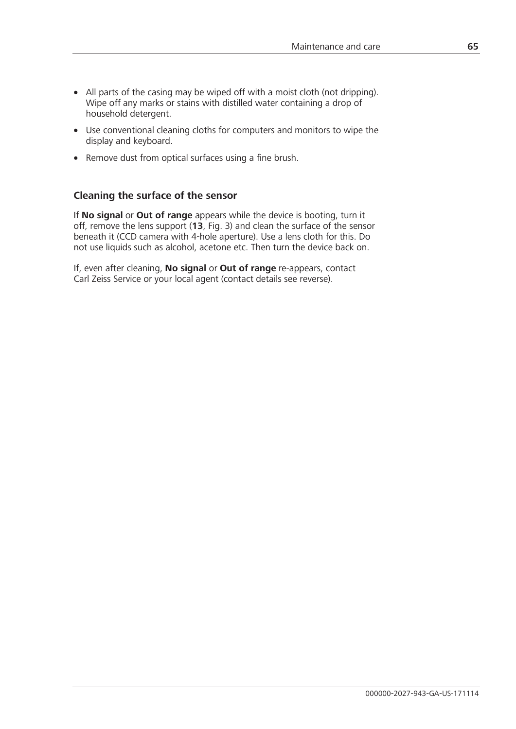- All parts of the casing may be wiped off with a moist cloth (not dripping). Wipe off any marks or stains with distilled water containing a drop of household detergent.
- Use conventional cleaning cloths for computers and monitors to wipe the display and keyboard.
- Remove dust from optical surfaces using a fine brush.

### Cleaning the surface of the sensor

If **No signal** or **Out of range** appears while the device is booting, turn it off, remove the lens support (**13**, Fig. 3) and clean the surface of the sensor beneath it (CCD camera with 4-hole aperture). Use a lens cloth for this. Do not use liquids such as alcohol, acetone etc. Then turn the device back on.

If, even after cleaning, **No signal** or **Out of range** re-appears, contact Carl Zeiss Service or your local agent (contact details see reverse).